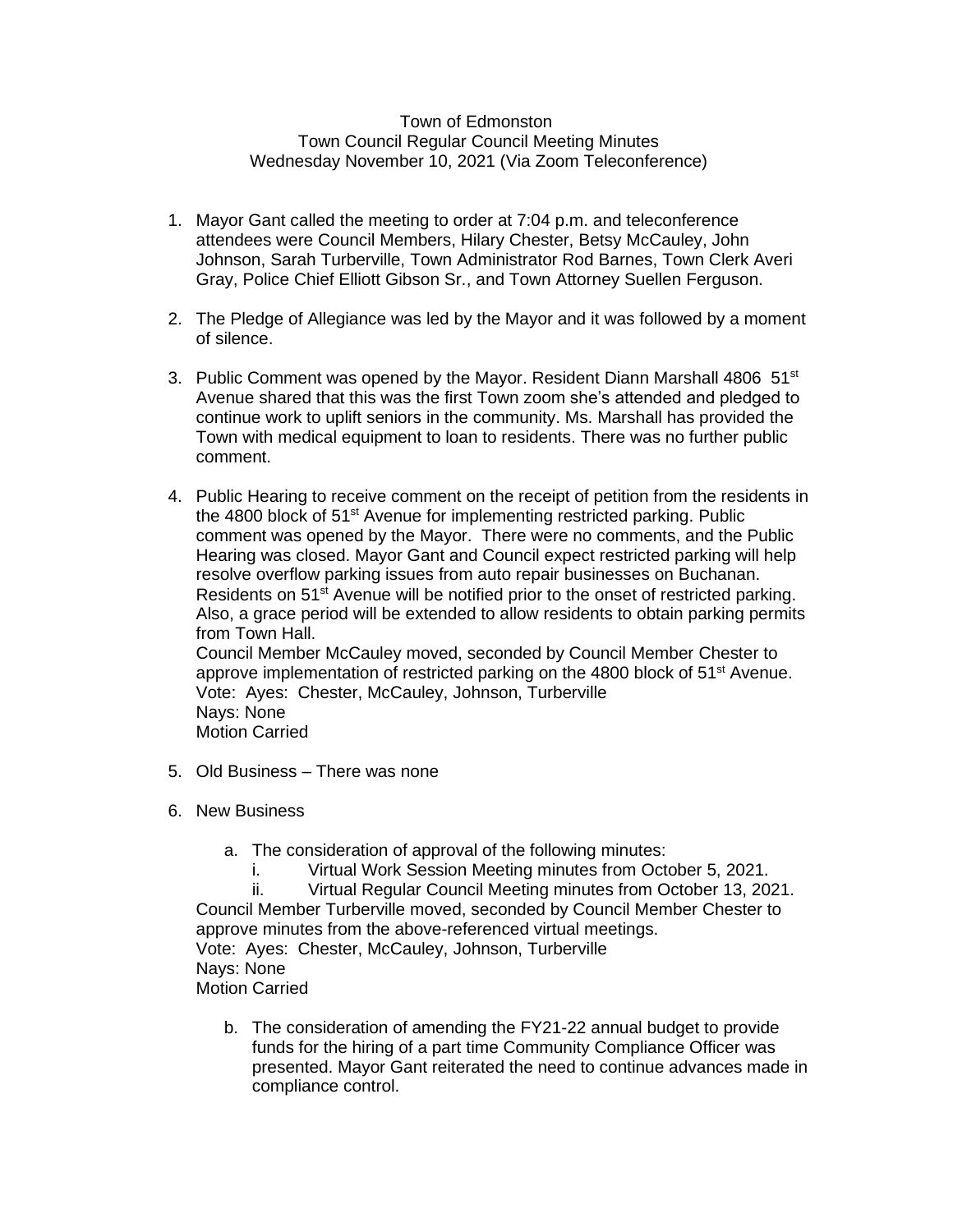Town of Edmonston
Town Council Regular Council Meeting Minutes
Wednesday November 10, 2021 (Via Zoom Teleconference)

1. Mayor Gant called the meeting to order at 7:04 p.m. and teleconference attendees were Council Members, Hilary Chester, Betsy McCauley, John Johnson, Sarah Turberville, Town Administrator Rod Barnes, Town Clerk Averi Gray, Police Chief Elliott Gibson Sr., and Town Attorney Suellen Ferguson.

2. The Pledge of Allegiance was led by the Mayor and it was followed by a moment of silence.

3. Public Comment was opened by the Mayor. Resident Diann Marshall 4806 51st Avenue shared that this was the first Town zoom she's attended and pledged to continue work to uplift seniors in the community. Ms. Marshall has provided the Town with medical equipment to loan to residents. There was no further public comment.

4. Public Hearing to receive comment on the receipt of petition from the residents in the 4800 block of 51st Avenue for implementing restricted parking. Public comment was opened by the Mayor. There were no comments, and the Public Hearing was closed. Mayor Gant and Council expect restricted parking will help resolve overflow parking issues from auto repair businesses on Buchanan. Residents on 51st Avenue will be notified prior to the onset of restricted parking. Also, a grace period will be extended to allow residents to obtain parking permits from Town Hall.
Council Member McCauley moved, seconded by Council Member Chester to approve implementation of restricted parking on the 4800 block of 51st Avenue.
Vote: Ayes: Chester, McCauley, Johnson, Turberville
Nays: None
Motion Carried

5. Old Business – There was none

6. New Business

   a. The consideration of approval of the following minutes:
      i. Virtual Work Session Meeting minutes from October 5, 2021.
      ii. Virtual Regular Council Meeting minutes from October 13, 2021.

   Council Member Turberville moved, seconded by Council Member Chester to approve minutes from the above-referenced virtual meetings.
   Vote: Ayes: Chester, McCauley, Johnson, Turberville
   Nays: None
   Motion Carried

   b. The consideration of amending the FY21-22 annual budget to provide funds for the hiring of a part time Community Compliance Officer was presented. Mayor Gant reiterated the need to continue advances made in compliance control.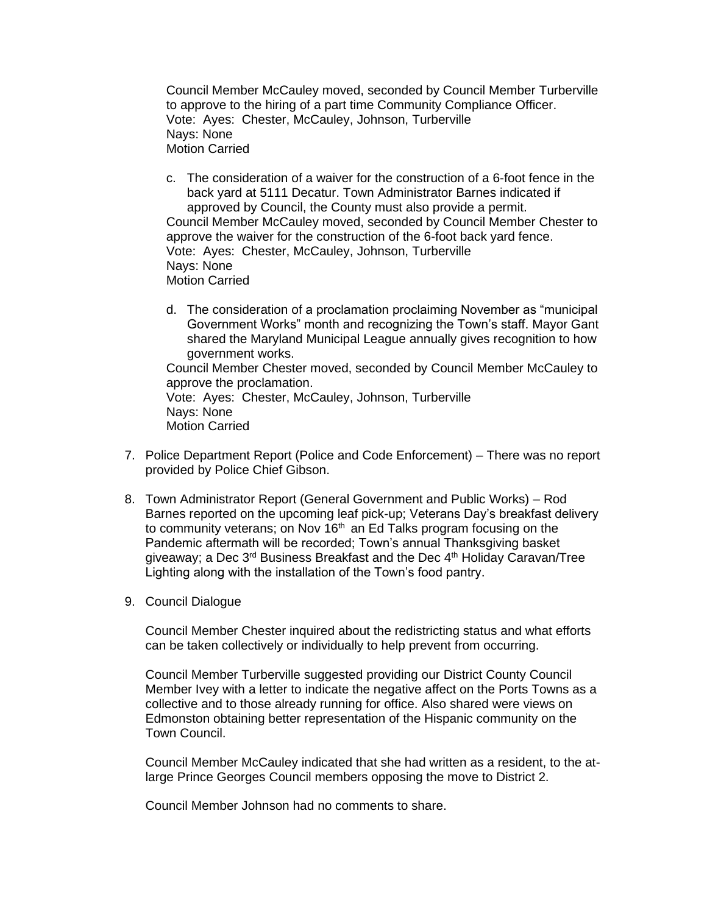Council Member McCauley moved, seconded by Council Member Turberville to approve to the hiring of a part time Community Compliance Officer.
Vote: Ayes: Chester, McCauley, Johnson, Turberville
Nays: None
Motion Carried

c. The consideration of a waiver for the construction of a 6-foot fence in the back yard at 5111 Decatur. Town Administrator Barnes indicated if approved by Council, the County must also provide a permit.

Council Member McCauley moved, seconded by Council Member Chester to approve the waiver for the construction of the 6-foot back yard fence.
Vote: Ayes: Chester, McCauley, Johnson, Turberville
Nays: None
Motion Carried

d. The consideration of a proclamation proclaiming November as "municipal Government Works" month and recognizing the Town's staff. Mayor Gant shared the Maryland Municipal League annually gives recognition to how government works.

Council Member Chester moved, seconded by Council Member McCauley to approve the proclamation.
Vote: Ayes: Chester, McCauley, Johnson, Turberville
Nays: None
Motion Carried

7. Police Department Report (Police and Code Enforcement) – There was no report provided by Police Chief Gibson.

8. Town Administrator Report (General Government and Public Works) – Rod Barnes reported on the upcoming leaf pick-up; Veterans Day's breakfast delivery to community veterans; on Nov 16th an Ed Talks program focusing on the Pandemic aftermath will be recorded; Town's annual Thanksgiving basket giveaway; a Dec 3rd Business Breakfast and the Dec 4th Holiday Caravan/Tree Lighting along with the installation of the Town's food pantry.

9. Council Dialogue

Council Member Chester inquired about the redistricting status and what efforts can be taken collectively or individually to help prevent from occurring.

Council Member Turberville suggested providing our District County Council Member Ivey with a letter to indicate the negative affect on the Ports Towns as a collective and to those already running for office. Also shared were views on Edmonston obtaining better representation of the Hispanic community on the Town Council.

Council Member McCauley indicated that she had written as a resident, to the at-large Prince Georges Council members opposing the move to District 2.

Council Member Johnson had no comments to share.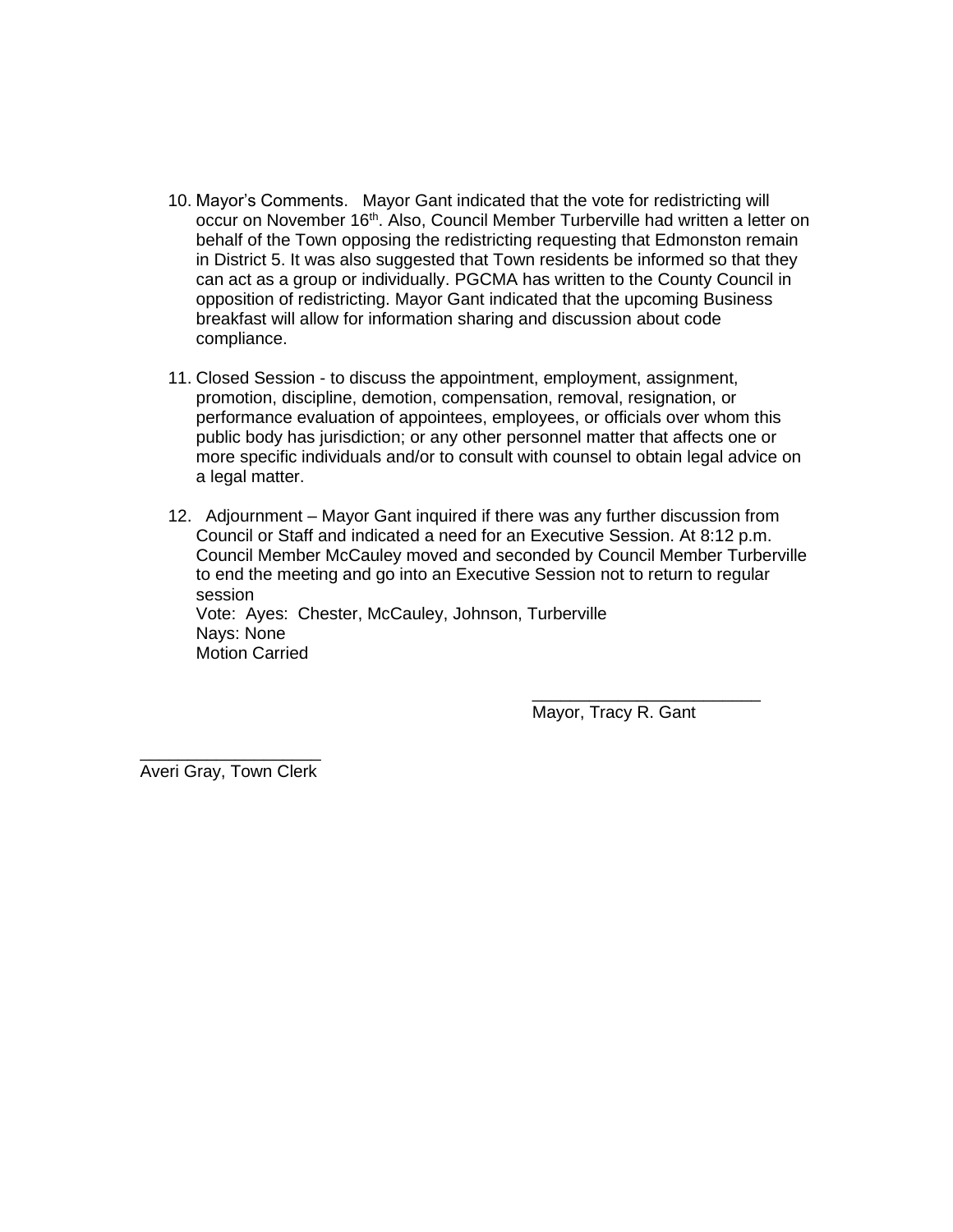10. Mayor's Comments. Mayor Gant indicated that the vote for redistricting will occur on November 16th. Also, Council Member Turberville had written a letter on behalf of the Town opposing the redistricting requesting that Edmonston remain in District 5. It was also suggested that Town residents be informed so that they can act as a group or individually. PGCMA has written to the County Council in opposition of redistricting. Mayor Gant indicated that the upcoming Business breakfast will allow for information sharing and discussion about code compliance.

11. Closed Session - to discuss the appointment, employment, assignment, promotion, discipline, demotion, compensation, removal, resignation, or performance evaluation of appointees, employees, or officials over whom this public body has jurisdiction; or any other personnel matter that affects one or more specific individuals and/or to consult with counsel to obtain legal advice on a legal matter.

12. Adjournment – Mayor Gant inquired if there was any further discussion from Council or Staff and indicated a need for an Executive Session. At 8:12 p.m. Council Member McCauley moved and seconded by Council Member Turberville to end the meeting and go into an Executive Session not to return to regular session
    Vote: Ayes: Chester, McCauley, Johnson, Turberville
    Nays: None
    Motion Carried

\_\_\_\_\_\_\_\_\_\_\_\_\_\_\_\_\_\_\_\_\_\_\_\_
Mayor, Tracy R. Gant

\_\_\_\_\_\_\_\_\_\_\_\_\_\_\_\_\_\_\_\_\_\_\_\_
Averi Gray, Town Clerk